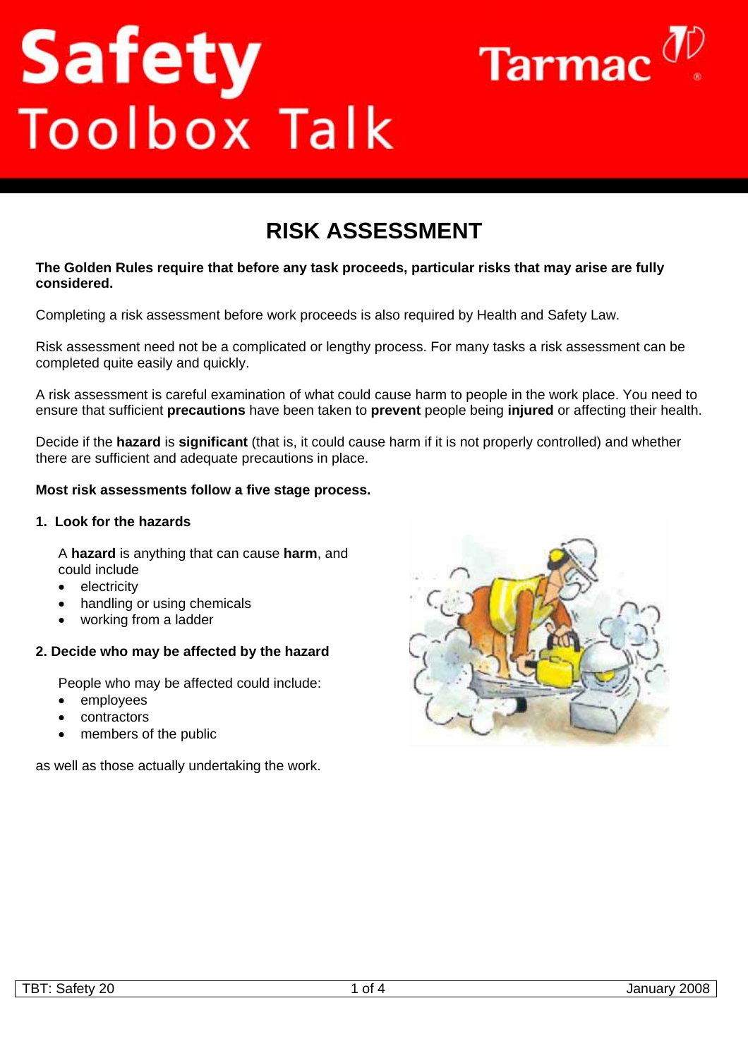# Safety Toolbox Talk

Tarmac

## RISK ASSESSMENT

**The Golden Rules require that before any task proceeds, particular risks that may arise are fully considered.**

Completing a risk assessment before work proceeds is also required by Health and Safety Law.

Risk assessment need not be a complicated or lengthy process. For many tasks a risk assessment can be completed quite easily and quickly.

A risk assessment is careful examination of what could cause harm to people in the work place. You need to ensure that sufficient **precautions** have been taken to **prevent** people being **injured** or affecting their health.

Decide if the **hazard** is **significant** (that is, it could cause harm if it is not properly controlled) and whether there are sufficient and adequate precautions in place.

**Most risk assessments follow a five stage process.**

### 1. Look for the hazards

A **hazard** is anything that can cause **harm**, and could include

- electricity
- handling or using chemicals
- working from a ladder

### 2. Decide who may be affected by the hazard

People who may be affected could include:

- employees
- contractors
- members of the public

as well as those actually undertaking the work.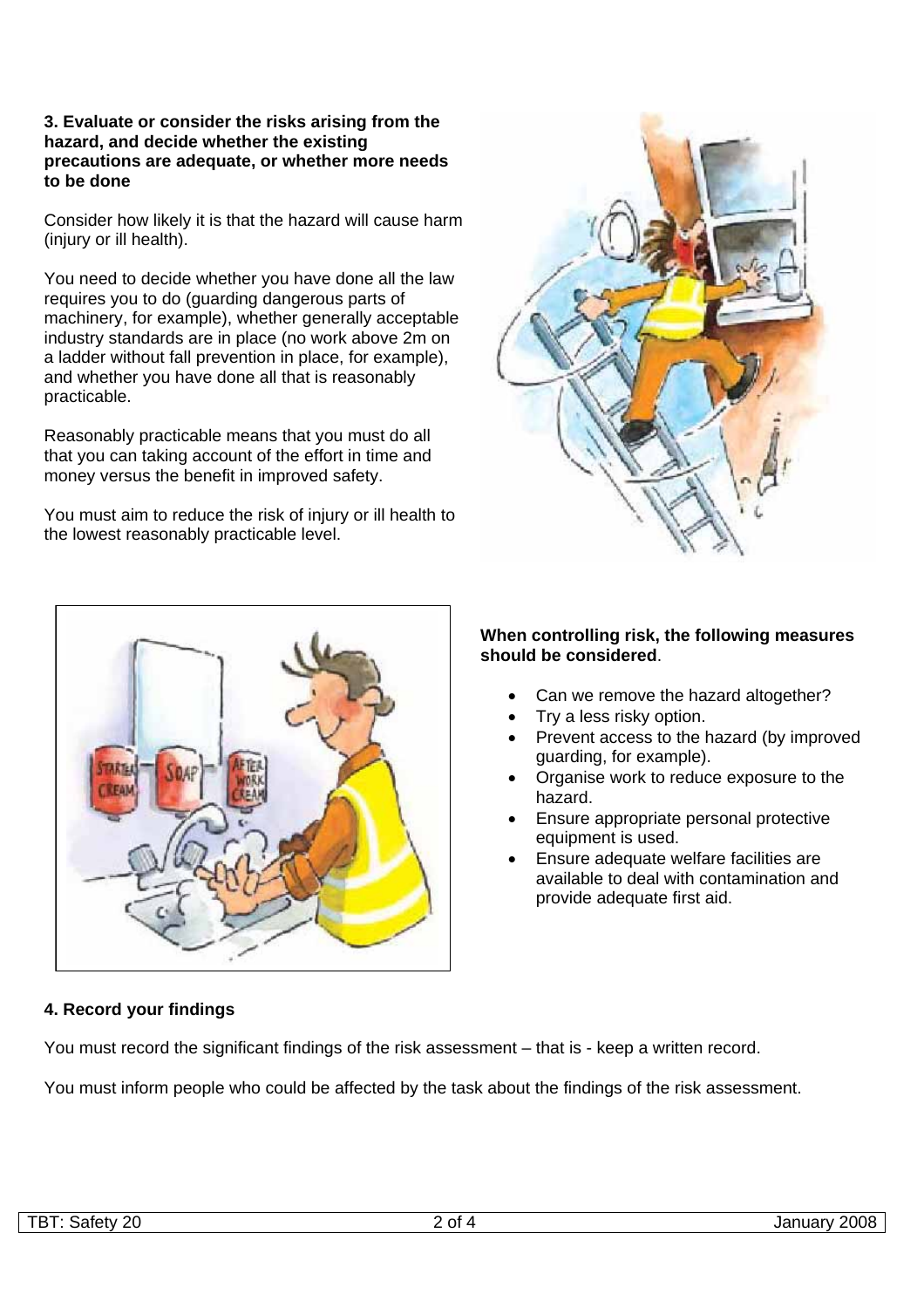**3. Evaluate or consider the risks arising from the hazard, and decide whether the existing precautions are adequate, or whether more needs to be done**

Consider how likely it is that the hazard will cause harm (injury or ill health).

You need to decide whether you have done all the law requires you to do (guarding dangerous parts of machinery, for example), whether generally acceptable industry standards are in place (no work above 2m on a ladder without fall prevention in place, for example), and whether you have done all that is reasonably practicable.

Reasonably practicable means that you must do all that you can taking account of the effort in time and money versus the benefit in improved safety.

You must aim to reduce the risk of injury or ill health to the lowest reasonably practicable level.

**When controlling risk, the following measures should be considered**.

- Can we remove the hazard altogether?
- Try a less risky option.
- Prevent access to the hazard (by improved guarding, for example).
- Organise work to reduce exposure to the hazard.
- Ensure appropriate personal protective equipment is used.
- Ensure adequate welfare facilities are available to deal with contamination and provide adequate first aid.

**4. Record your findings**

You must record the significant findings of the risk assessment – that is - keep a written record.

You must inform people who could be affected by the task about the findings of the risk assessment.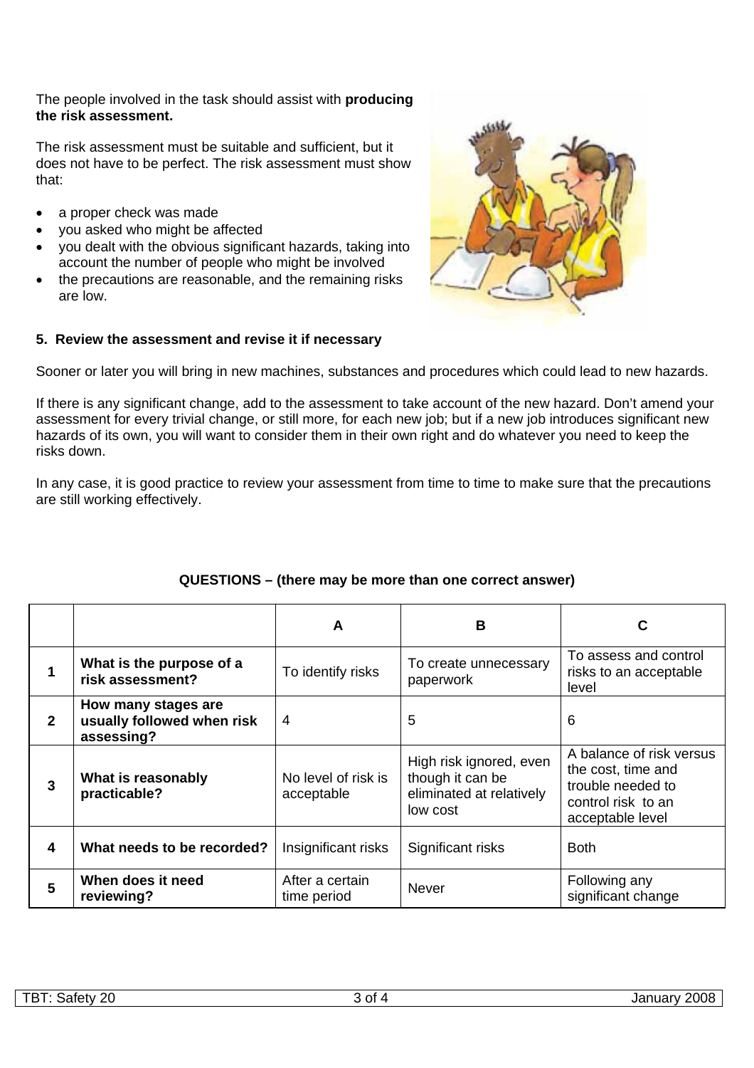The people involved in the task should assist with **producing the risk assessment.**

The risk assessment must be suitable and sufficient, but it does not have to be perfect. The risk assessment must show that:

- a proper check was made
- you asked who might be affected
- you dealt with the obvious significant hazards, taking into account the number of people who might be involved
- the precautions are reasonable, and the remaining risks are low.

### 5. Review the assessment and revise it if necessary

Sooner or later you will bring in new machines, substances and procedures which could lead to new hazards.

If there is any significant change, add to the assessment to take account of the new hazard. Don't amend your assessment for every trivial change, or still more, for each new job; but if a new job introduces significant new hazards of its own, you will want to consider them in their own right and do whatever you need to keep the risks down.

In any case, it is good practice to review your assessment from time to time to make sure that the precautions are still working effectively.

**QUESTIONS – (there may be more than one correct answer)**

| | | A | B | C |
|---|---|---|---|---|
| **1** | **What is the purpose of a risk assessment?** | To identify risks | To create unnecessary paperwork | To assess and control risks to an acceptable level |
| **2** | **How many stages are usually followed when risk assessing?** | 4 | 5 | 6 |
| **3** | **What is reasonably practicable?** | No level of risk is acceptable | High risk ignored, even though it can be eliminated at relatively low cost | A balance of risk versus the cost, time and trouble needed to control risk to an acceptable level |
| **4** | **What needs to be recorded?** | Insignificant risks | Significant risks | Both |
| **5** | **When does it need reviewing?** | After a certain time period | Never | Following any significant change |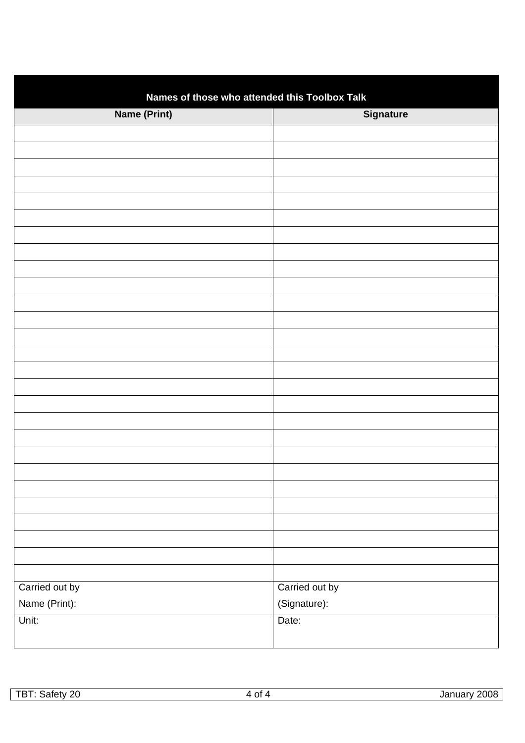| Names of those who attended this Toolbox Talk | |
|---|---|
| **Name (Print)** | **Signature** |
| | |
| | |
| | |
| | |
| | |
| | |
| | |
| | |
| | |
| | |
| | |
| | |
| | |
| | |
| | |
| | |
| | |
| | |
| | |
| | |
| | |
| | |
| | |
| | |
| | |
| | |
| | |
| Carried out by Name (Print): | Carried out by (Signature): |
| Unit: | Date: |